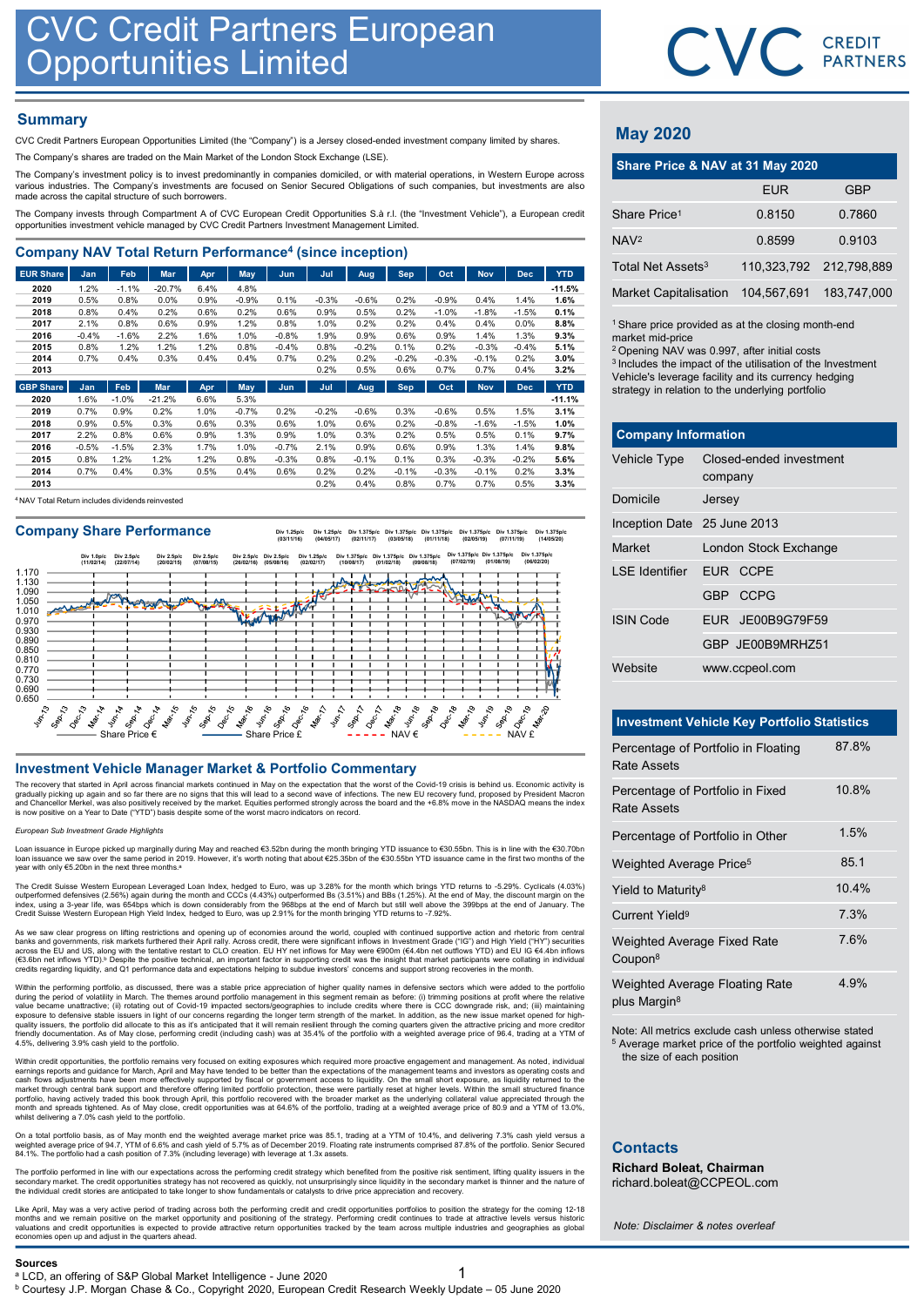# CVC Credit Partners European Opportunities Limited

## Summary

CVC Credit Partners European Opportunities Limited (the "Company") is a Jersey closed-ended investment company limited by shares.

The Company's shares are traded on the Main Market of the London Stock Exchange (LSE).

The Company's investment policy is to invest predominantly in companies domiciled, or with material operations, in Western Europe across various industries. The Company's investments are focused on Senior Secured Obligations of such companies, but investments are also made across the capital structure of such borrowers.

The Company invests through Compartment A of CVC European Credit Opportunities S.à r.l. (the "Investment Vehicle"), a European credit opportunities investment vehicle managed by CVC Credit Partners Investment Management Limited.

## Company NAV Total Return Performance[4] (since inception)

| EUR Share | Jan | Feb | Mar | Apr | May | Jun | Jul | Aug | Sep | Oct | Nov | Dec | YTD |
|---|---|---|---|---|---|---|---|---|---|---|---|---|---|
| **2020** | 1.2% | -1.1% | -20.7% | 6.4% | 4.8% | | | | | | | | **-11.5%** |
| **2019** | 0.5% | 0.8% | 0.0% | 0.9% | -0.9% | 0.1% | -0.3% | -0.6% | 0.2% | -0.9% | 0.4% | 1.4% | **1.6%** |
| **2018** | 0.8% | 0.4% | 0.2% | 0.6% | 0.2% | 0.6% | 0.9% | 0.5% | 0.2% | -1.0% | -1.8% | -1.5% | **0.1%** |
| **2017** | 2.1% | 0.8% | 0.6% | 0.9% | 1.2% | 0.8% | 1.0% | 0.2% | 0.2% | 0.4% | 0.4% | 0.0% | **8.8%** |
| **2016** | -0.4% | -1.6% | 2.2% | 1.6% | 1.0% | -0.8% | 1.9% | 0.9% | 0.6% | 0.9% | 1.4% | 1.3% | **9.3%** |
| **2015** | 0.8% | 1.2% | 1.2% | 1.2% | 0.8% | -0.4% | 0.8% | -0.2% | 0.1% | 0.2% | -0.3% | -0.4% | **5.1%** |
| **2014** | 0.7% | 0.4% | 0.3% | 0.4% | 0.4% | 0.7% | 0.2% | 0.2% | -0.2% | -0.3% | -0.1% | 0.2% | **3.0%** |
| **2013** | | | | | | | 0.2% | 0.5% | 0.6% | 0.7% | 0.7% | 0.4% | **3.2%** |

| GBP Share | Jan | Feb | Mar | Apr | May | Jun | Jul | Aug | Sep | Oct | Nov | Dec | YTD |
|---|---|---|---|---|---|---|---|---|---|---|---|---|---|
| **2020** | 1.6% | -1.0% | -21.2% | 6.6% | 5.3% | | | | | | | | **-11.1%** |
| **2019** | 0.7% | 0.9% | 0.2% | 1.0% | -0.7% | 0.2% | -0.2% | -0.6% | 0.3% | -0.6% | 0.5% | 1.5% | **3.1%** |
| **2018** | 0.9% | 0.5% | 0.3% | 0.6% | 0.3% | 0.6% | 1.0% | 0.6% | 0.2% | -0.8% | -1.6% | -1.5% | **1.0%** |
| **2017** | 2.2% | 0.8% | 0.6% | 0.9% | 1.3% | 0.9% | 1.0% | 0.3% | 0.2% | 0.5% | 0.5% | 0.1% | **9.7%** |
| **2016** | -0.5% | -1.5% | 2.3% | 1.7% | 1.0% | -0.7% | 2.1% | 0.9% | 0.6% | 0.9% | 1.3% | 1.4% | **9.8%** |
| **2015** | 0.8% | 1.2% | 1.2% | 1.2% | 0.8% | -0.3% | 0.8% | -0.1% | 0.1% | 0.3% | -0.3% | -0.2% | **5.6%** |
| **2014** | 0.7% | 0.4% | 0.3% | 0.5% | 0.4% | 0.6% | 0.2% | 0.2% | -0.1% | -0.3% | -0.1% | 0.2% | **3.3%** |
| **2013** | | | | | | | 0.2% | 0.4% | 0.8% | 0.7% | 0.7% | 0.5% | **3.3%** |

[4] NAV Total Return includes dividends reinvested

## Company Share Performance

Div 1.0p/c (11/02/14) · Div 2.5p/c (22/07/14) · Div 2.5p/c (20/02/15) · Div 2.5p/c (07/08/15) · Div 2.5p/c (26/02/16) · Div 2.5p/c (05/08/16) · Div 1.25p/c (03/11/16) · Div 1.25p/c (02/02/17) · Div 1.25p/c (04/05/17) · Div 1.375p/c (10/08/17) · Div 1.375p/c (02/11/17) · Div 1.375p/c (01/02/18) · Div 1.375p/c (03/05/18) · Div 1.375p/c (09/08/18) · Div 1.375p/c (01/11/18) · Div 1.375p/c (07/02/19) · Div 1.375p/c (02/05/19) · Div 1.375p/c (01/08/19) · Div 1.375p/c (07/11/19) · Div 1.375p/c (06/02/20) · Div 1.375p/c (14/05/20)

Share Price € · Share Price £ · NAV € · NAV £

## Investment Vehicle Manager Market & Portfolio Commentary

The recovery that started in April across financial markets continued in May on the expectation that the worst of the Covid-19 crisis is behind us. Economic activity is gradually picking up again and so far there are no signs that this will lead to a second wave of infections. The new EU recovery fund, proposed by President Macron and Chancellor Merkel, was also positively received by the market. Equities performed strongly across the board and the +6.8% move in the NASDAQ means the index is now positive on a Year to Date ("YTD") basis despite some of the worst macro indicators on record.

*European Sub Investment Grade Highlights*

Loan issuance in Europe picked up marginally during May and reached €3.52bn during the month bringing YTD issuance to €30.55bn. This is in line with the €30.70bn loan issuance we saw over the same period in 2019. However, it's worth noting that about €25.35bn of the €30.55bn YTD issuance came in the first two months of the year with only €5.20bn in the next three months.[a]

The Credit Suisse Western European Leveraged Loan Index, hedged to Euro, was up 3.28% for the month which brings YTD returns to -5.29%. Cyclicals (4.03%) outperformed defensives (2.56%) again during the month and CCCs (4.43%) outperformed Bs (3.51%) and BBs (1.25%). At the end of May, the discount margin on the index, using a 3-year life, was 654bps which is down considerably from the 968bps at the end of March but still well above the 399bps at the end of January. The Credit Suisse Western European High Yield Index, hedged to Euro, was up 2.91% for the month bringing YTD returns to -7.92%.

As we saw clear progress on lifting restrictions and opening up of economies around the world, coupled with continued supportive action and rhetoric from central banks and governments, risk markets furthered their April rally. Across credit, there were significant inflows in Investment Grade ("IG") and High Yield ("HY") securities across the EU and US, along with the tentative restart to CLO creation. EU HY net inflows for May were €900m (€4.4bn net outflows YTD) and EU IG €4.4bn inflows (€3.6bn net inflows YTD).[b] Despite the positive technical, an important factor in supporting credit was the insight that market participants were collating in individual credits regarding liquidity, and Q1 performance data and expectations helping to subdue investors' concerns and support strong recoveries in the month.

Within the performing portfolio, as discussed, there was a stable price appreciation of higher quality names in defensive sectors which were added to the portfolio during the period of volatility in March. The themes around portfolio management in this segment remain as before: (i) trimming positions at profit where the relative value became unattractive; (ii) rotating out of Covid-19 impacted sectors/geographies to include credits where there is CCC downgrade risk, and; (iii) maintaining exposure to defensive stable issuers in light of our concerns regarding the longer term strength of the market. In addition, as the new issue market opened for high-quality issuers, the portfolio did allocate to this as it's anticipated that it will remain resilient through the coming quarters given the attractive pricing and more creditor friendly documentation. As of May close, performing credit (including cash) was at 35.4% of the portfolio with a weighted average price of 96.4, trading at a YTM of 4.5%, delivering 3.9% cash yield to the portfolio.

Within credit opportunities, the portfolio remains very focused on exiting exposures which required more proactive engagement and management. As noted, individual earnings reports and guidance for March, April and May have tended to be better than the expectations of the management teams and investors as operating costs and cash flows adjustments have been more effectively supported by fiscal or government access to liquidity. On the small short exposure, as liquidity returned to the market through central bank support and therefore offering limited portfolio protection, these were partially reset at higher levels. Within the small structured finance portfolio, having actively traded this book through April, this portfolio recovered with the broader market as the underlying collateral value appreciated through the month and spreads tightened. As of May close, credit opportunities was at 64.6% of the portfolio, trading at a weighted average price of 80.9 and a YTM of 13.0%, whilst delivering a 7.0% cash yield to the portfolio.

On a total portfolio basis, as of May month end the weighted average market price was 85.1, trading at a YTM of 10.4%, and delivering 7.3% cash yield versus a weighted average price of 94.7, YTM of 6.6% and cash yield of 5.7% as of December 2019. Floating rate instruments comprised 87.8% of the portfolio. Senior Secured 84.1%. The portfolio had a cash position of 7.3% (including leverage) with leverage at 1.3x assets.

The portfolio performed in line with our expectations across the performing credit strategy which benefited from the positive risk sentiment, lifting quality issuers in the secondary market. The credit opportunities strategy has not recovered as quickly, not unsurprisingly since liquidity in the secondary market is thinner and the nature of the individual credit stories are anticipated to take longer to show fundamentals or catalysts to drive price appreciation and recovery.

Like April, May was a very active period of trading across both the performing credit and credit opportunities portfolios to position the strategy for the coming 12-18 months and we remain positive on the market opportunity and positioning of the strategy. Performing credit continues to trade at attractive levels versus historic valuations and credit opportunities is expected to provide attractive return opportunities tracked by the team across multiple industries and geographies as economies open up and adjust in the quarters ahead.

## May 2020

### Share Price & NAV at 31 May 2020

| | EUR | GBP |
|---|---|---|
| Share Price[1] | 0.8150 | 0.7860 |
| NAV[2] | 0.8599 | 0.9103 |
| Total Net Assets[3] | 110,323,792 | 212,798,889 |
| Market Capitalisation | 104,567,691 | 183,747,000 |

[1] Share price provided as at the closing month-end market mid-price
[2] Opening NAV was 0.997, after initial costs
[3] Includes the impact of the utilisation of the Investment Vehicle's leverage facility and its currency hedging strategy in relation to the underlying portfolio

### Company Information

| | |
|---|---|
| Vehicle Type | Closed-ended investment company |
| Domicile | Jersey |
| Inception Date | 25 June 2013 |
| Market | London Stock Exchange |
| LSE Identifier | EUR CCPE |
| | GBP CCPG |
| ISIN Code | EUR JE00B9G79F59 |
| | GBP JE00B9MRHZ51 |
| Website | www.ccpeol.com |

### Investment Vehicle Key Portfolio Statistics

| | |
|---|---|
| Percentage of Portfolio in Floating Rate Assets | 87.8% |
| Percentage of Portfolio in Fixed Rate Assets | 10.8% |
| Percentage of Portfolio in Other | 1.5% |
| Weighted Average Price[5] | 85.1 |
| Yield to Maturity[8] | 10.4% |
| Current Yield[9] | 7.3% |
| Weighted Average Fixed Rate Coupon[8] | 7.6% |
| Weighted Average Floating Rate plus Margin[8] | 4.9% |

Note: All metrics exclude cash unless otherwise stated
[5] Average market price of the portfolio weighted against the size of each position

### Contacts

**Richard Boleat, Chairman**
richard.boleat@CCPEOL.com

*Note: Disclaimer & notes overleaf*

**Sources**
[a] LCD, an offering of S&P Global Market Intelligence - June 2020
[b] Courtesy J.P. Morgan Chase & Co., Copyright 2020, European Credit Research Weekly Update – 05 June 2020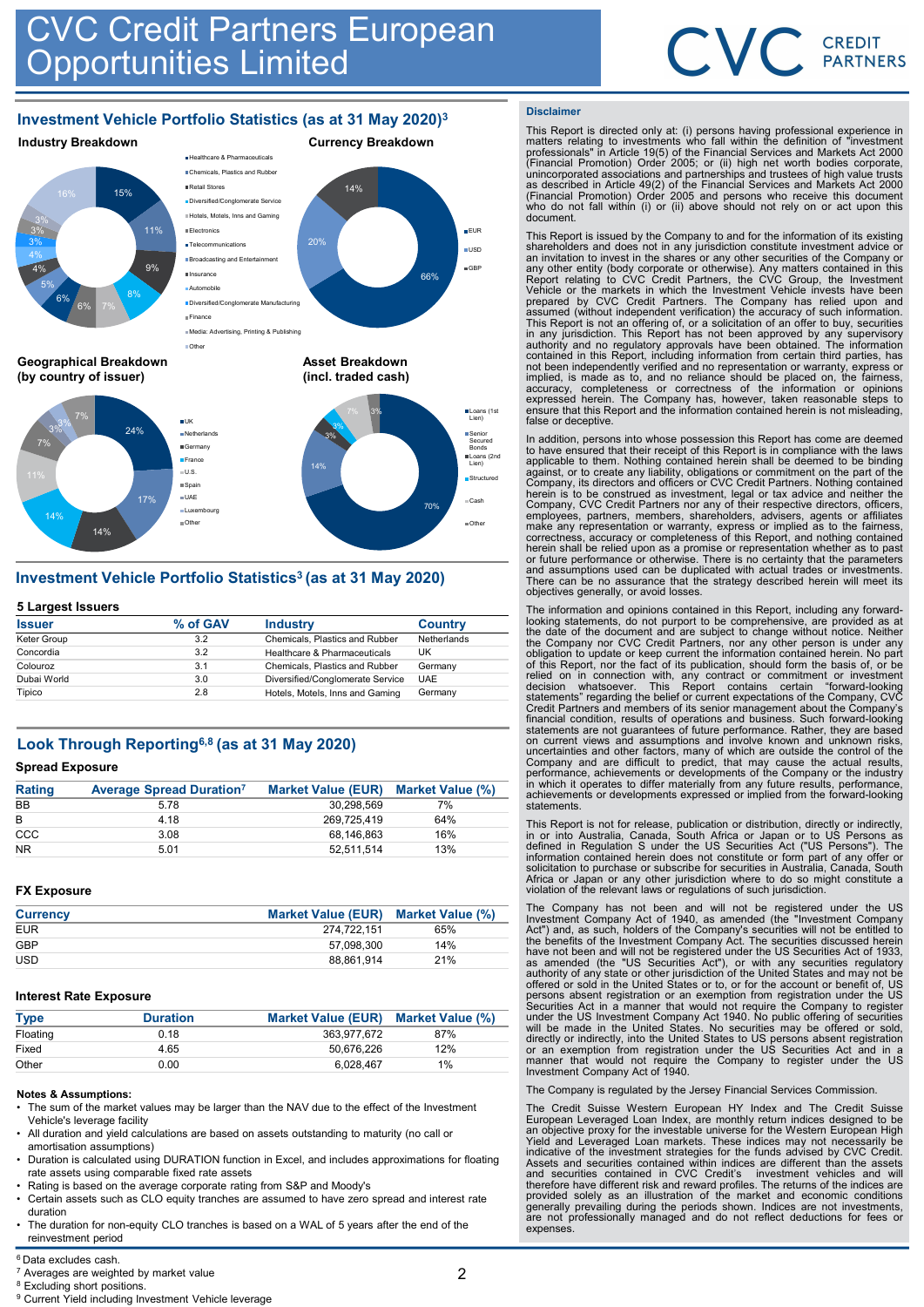# CVC Credit Partners European Opportunities Limited

CVC CREDIT PARTNERS

## Investment Vehicle Portfolio Statistics (as at 31 May 2020)[3]

### Industry Breakdown

15%
11%
9%
8%
7%
6%
6%
5%
4%
4%
3%
3%
3%
16%

Healthcare & Pharmaceuticals
Chemicals, Plastics and Rubber
Retail Stores
Diversified/Conglomerate Service
Hotels, Motels, Inns and Gaming
Electronics
Telecommunications
Broadcasting and Entertainment
Insurance
Automobile
Diversified/Conglomerate Manufacturing
Finance
Media: Advertising, Printing & Publishing
Other

### Currency Breakdown

66%
20%
14%

EUR
USD
GBP

### Geographical Breakdown (by country of issuer)

24%
17%
14%
14%
11%
7%
3%
3%
7%

UK
Netherlands
Germany
France
U.S.
Spain
UAE
Luxembourg
Other

### Asset Breakdown (incl. traded cash)

70%
14%
3%
3%
7%
3%

Loans (1st Lien)
Senior Secured Bonds
Loans (2nd Lien)
Structured
Cash
Other

## Investment Vehicle Portfolio Statistics[3] (as at 31 May 2020)

### 5 Largest Issuers

| Issuer | % of GAV | Industry | Country |
|---|---|---|---|
| Keter Group | 3.2 | Chemicals, Plastics and Rubber | Netherlands |
| Concordia | 3.2 | Healthcare & Pharmaceuticals | UK |
| Colouroz | 3.1 | Chemicals, Plastics and Rubber | Germany |
| Dubai World | 3.0 | Diversified/Conglomerate Service | UAE |
| Tipico | 2.8 | Hotels, Motels, Inns and Gaming | Germany |

## Look Through Reporting[6,8] (as at 31 May 2020)

### Spread Exposure

| Rating | Average Spread Duration[7] | Market Value (EUR) | Market Value (%) |
|---|---|---|---|
| BB | 5.78 | 30,298,569 | 7% |
| B | 4.18 | 269,725,419 | 64% |
| CCC | 3.08 | 68,146,863 | 16% |
| NR | 5.01 | 52,511,514 | 13% |

### FX Exposure

| Currency | Market Value (EUR) | Market Value (%) |
|---|---|---|
| EUR | 274,722,151 | 65% |
| GBP | 57,098,300 | 14% |
| USD | 88,861,914 | 21% |

### Interest Rate Exposure

| Type | Duration | Market Value (EUR) | Market Value (%) |
|---|---|---|---|
| Floating | 0.18 | 363,977,672 | 87% |
| Fixed | 4.65 | 50,676,226 | 12% |
| Other | 0.00 | 6,028,467 | 1% |

**Notes & Assumptions:**

- The sum of the market values may be larger than the NAV due to the effect of the Investment Vehicle's leverage facility
- All duration and yield calculations are based on assets outstanding to maturity (no call or amortisation assumptions)
- Duration is calculated using DURATION function in Excel, and includes approximations for floating rate assets using comparable fixed rate assets
- Rating is based on the average corporate rating from S&P and Moody's
- Certain assets such as CLO equity tranches are assumed to have zero spread and interest rate duration
- The duration for non-equity CLO tranches is based on a WAL of 5 years after the end of the reinvestment period

[6] Data excludes cash.
[7] Averages are weighted by market value
[8] Excluding short positions.
[9] Current Yield including Investment Vehicle leverage

## Disclaimer

This Report is directed only at: (i) persons having professional experience in matters relating to investments who fall within the definition of "investment professionals" in Article 19(5) of the Financial Services and Markets Act 2000 (Financial Promotion) Order 2005; or (ii) high net worth bodies corporate, unincorporated associations and partnerships and trustees of high value trusts as described in Article 49(2) of the Financial Services and Markets Act 2000 (Financial Promotion) Order 2005 and persons who receive this document who do not fall within (i) or (ii) above should not rely on or act upon this document.

This Report is issued by the Company to and for the information of its existing shareholders and does not in any jurisdiction constitute investment advice or an invitation to invest in the shares or any other securities of the Company or any other entity (body corporate or otherwise). Any matters contained in this Report relating to CVC Credit Partners, the CVC Group, the Investment Vehicle or the markets in which the Investment Vehicle invests have been prepared by CVC Credit Partners. The Company has relied upon and assumed (without independent verification) the accuracy of such information. This Report is not an offering of, or a solicitation of an offer to buy, securities in any jurisdiction. This Report has not been approved by any supervisory authority and no regulatory approvals have been obtained. The information contained in this Report, including information from certain third parties, has not been independently verified and no representation or warranty, express or implied, is made as to, and no reliance should be placed on, the fairness, accuracy, completeness or correctness of the information or opinions expressed herein. The Company has, however, taken reasonable steps to ensure that this Report and the information contained herein is not misleading, false or deceptive.

In addition, persons into whose possession this Report has come are deemed to have ensured that their receipt of this Report is in compliance with the laws applicable to them. Nothing contained herein shall be deemed to be binding against, or to create any liability, obligations or commitment on the part of the Company, its directors and officers or CVC Credit Partners. Nothing contained herein is to be construed as investment, legal or tax advice and neither the Company, CVC Credit Partners nor any of their respective directors, officers, employees, partners, members, shareholders, advisers, agents or affiliates make any representation or warranty, express or implied as to the fairness, correctness, accuracy or completeness of this Report, and nothing contained herein shall be relied upon as a promise or representation whether as to past or future performance or otherwise. There is no certainty that the parameters and assumptions used can be duplicated with actual trades or investments. There can be no assurance that the strategy described herein will meet its objectives generally, or avoid losses.

The information and opinions contained in this Report, including any forward-looking statements, do not purport to be comprehensive, are provided as at the date of the document and are subject to change without notice. Neither the Company nor CVC Credit Partners, nor any other person is under any obligation to update or keep current the information contained herein. No part of this Report, nor the fact of its publication, should form the basis of, or be relied on in connection with, any contract or commitment or investment decision whatsoever. This Report contains certain "forward-looking statements" regarding the belief or current expectations of the Company, CVC Credit Partners and members of its senior management about the Company's financial condition, results of operations and business. Such forward-looking statements are not guarantees of future performance. Rather, they are based on current views and assumptions and involve known and unknown risks, uncertainties and other factors, many of which are outside the control of the Company and are difficult to predict, that may cause the actual results, performance, achievements or developments of the Company or the industry in which it operates to differ materially from any future results, performance, achievements or developments expressed or implied from the forward-looking statements.

This Report is not for release, publication or distribution, directly or indirectly, in or into Australia, Canada, South Africa or Japan or to US Persons as defined in Regulation S under the US Securities Act ("US Persons"). The information contained herein does not constitute or form part of any offer or solicitation to purchase or subscribe for securities in Australia, Canada, South Africa or Japan or any other jurisdiction where to do so might constitute a violation of the relevant laws or regulations of such jurisdiction.

The Company has not been and will not be registered under the US Investment Company Act of 1940, as amended (the "Investment Company Act") and, as such, holders of the Company's securities will not be entitled to the benefits of the Investment Company Act. The securities discussed herein have not been and will not be registered under the US Securities Act of 1933, as amended (the "US Securities Act"), or with any securities regulatory authority of any state or other jurisdiction of the United States and may not be offered or sold in the United States or to, or for the account or benefit of, US persons absent registration or an exemption from registration under the US Securities Act in a manner that would not require the Company to register under the US Investment Company Act 1940. No public offering of securities will be made in the United States. No securities may be offered or sold, directly or indirectly, into the United States to US persons absent registration or an exemption from registration under the US Securities Act and in a manner that would not require the Company to register under the US Investment Company Act of 1940.

The Company is regulated by the Jersey Financial Services Commission.

The Credit Suisse Western European HY Index and The Credit Suisse European Leveraged Loan Index, are monthly return indices designed to be an objective proxy for the investable universe for the Western European High Yield and Leveraged Loan markets. These indices may not necessarily be indicative of the investment strategies for the funds advised by CVC Credit. Assets and securities contained within indices are different than the assets and securities contained in CVC Credit's investment vehicles and will therefore have different risk and reward profiles. The returns of the indices are provided solely as an illustration of the market and economic conditions generally prevailing during the periods shown. Indices are not investments, are not professionally managed and do not reflect deductions for fees or expenses.